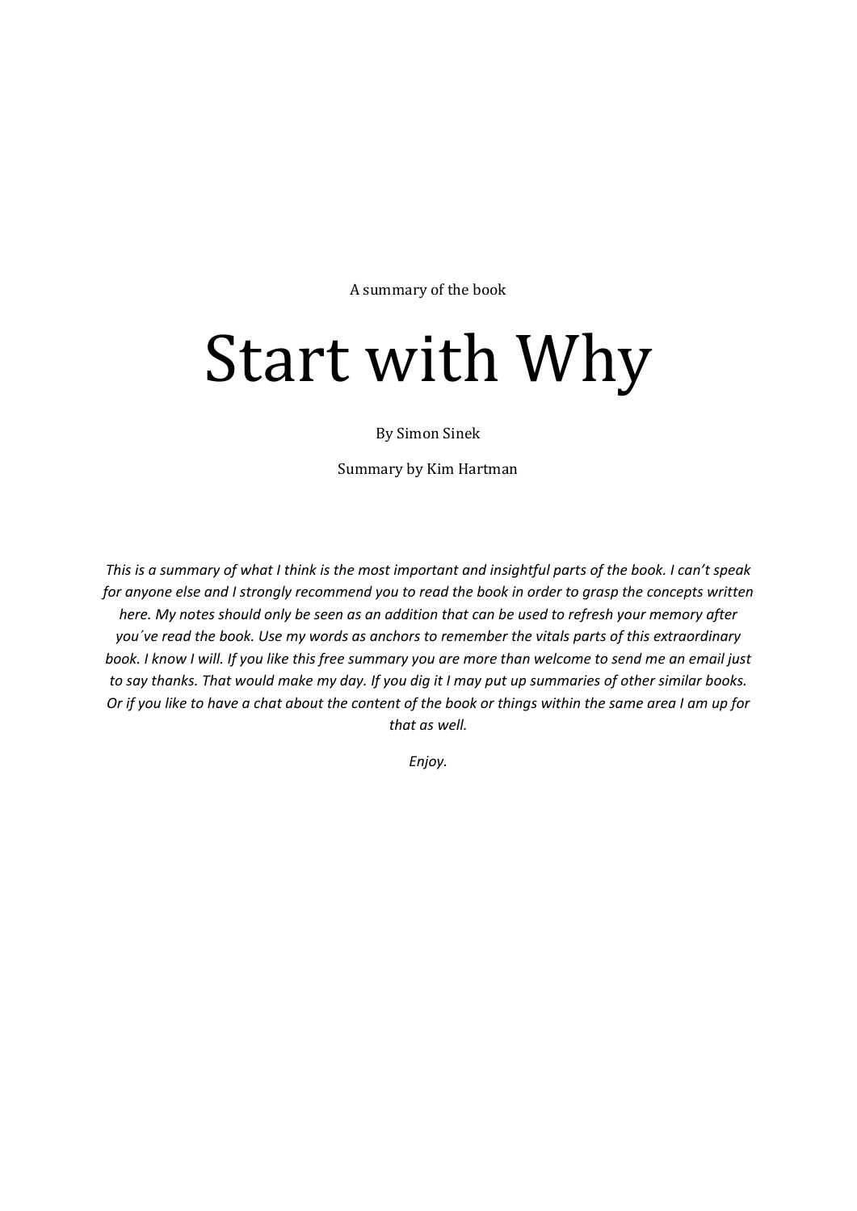A summary of the book

# Start with Why

By Simon Sinek

Summary by Kim Hartman

*This is a summary of what I think is the most important and insightful parts of the book. I can't speak for anyone else and I strongly recommend you to read the book in order to grasp the concepts written here. My notes should only be seen as an addition that can be used to refresh your memory after you´ve read the book. Use my words as anchors to remember the vitals parts of this extraordinary book. I know I will. If you like this free summary you are more than welcome to send me an email just to say thanks. That would make my day. If you dig it I may put up summaries of other similar books. Or if you like to have a chat about the content of the book or things within the same area I am up for that as well.*

*Enjoy.*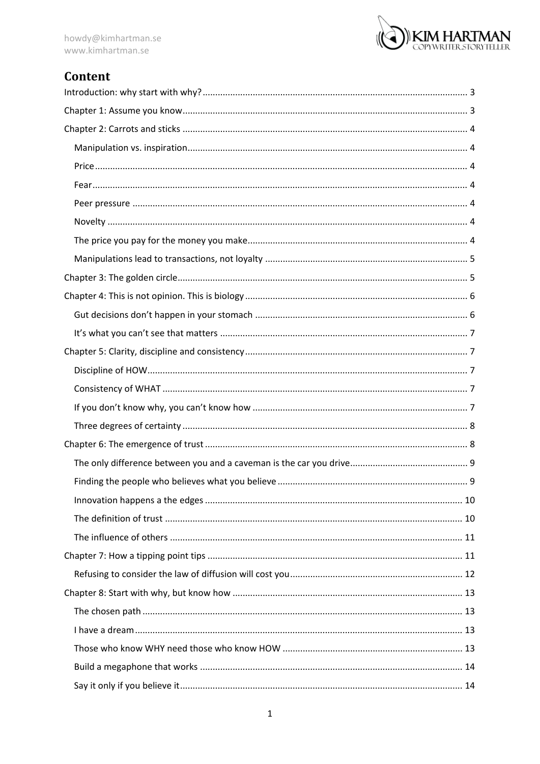## Content

- Introduction: why start with why? ... 3
- Chapter 1: Assume you know ... 3
- Chapter 2: Carrots and sticks ... 4
  - Manipulation vs. inspiration ... 4
  - Price ... 4
  - Fear ... 4
  - Peer pressure ... 4
  - Novelty ... 4
  - The price you pay for the money you make ... 4
  - Manipulations lead to transactions, not loyalty ... 5
- Chapter 3: The golden circle ... 5
- Chapter 4: This is not opinion. This is biology ... 6
  - Gut decisions don't happen in your stomach ... 6
  - It's what you can't see that matters ... 7
- Chapter 5: Clarity, discipline and consistency ... 7
  - Discipline of HOW ... 7
  - Consistency of WHAT ... 7
  - If you don't know why, you can't know how ... 7
  - Three degrees of certainty ... 8
- Chapter 6: The emergence of trust ... 8
  - The only difference between you and a caveman is the car you drive ... 9
  - Finding the people who believes what you believe ... 9
  - Innovation happens a the edges ... 10
  - The definition of trust ... 10
  - The influence of others ... 11
- Chapter 7: How a tipping point tips ... 11
  - Refusing to consider the law of diffusion will cost you ... 12
- Chapter 8: Start with why, but know how ... 13
  - The chosen path ... 13
  - I have a dream ... 13
  - Those who know WHY need those who know HOW ... 13
  - Build a megaphone that works ... 14
  - Say it only if you believe it ... 14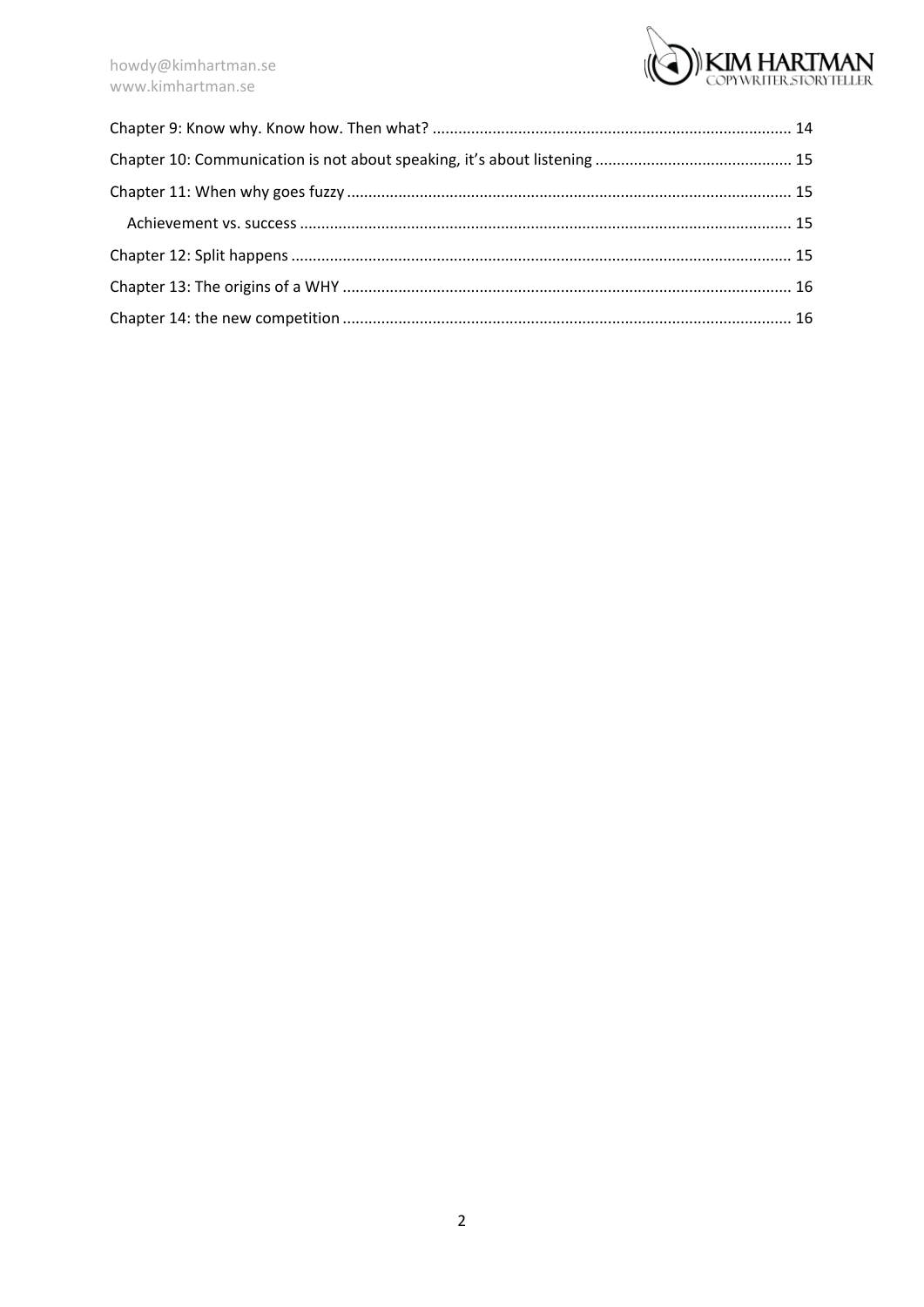Chapter 9: Know why. Know how. Then what? ..................................................................................... 14

Chapter 10: Communication is not about speaking, it's about listening ............................................. 15

Chapter 11: When why goes fuzzy ....................................................................................................... 15

  Achievement vs. success .................................................................................................................. 15

Chapter 12: Split happens .................................................................................................................... 15

Chapter 13: The origins of a WHY ........................................................................................................ 16

Chapter 14: the new competition ........................................................................................................ 16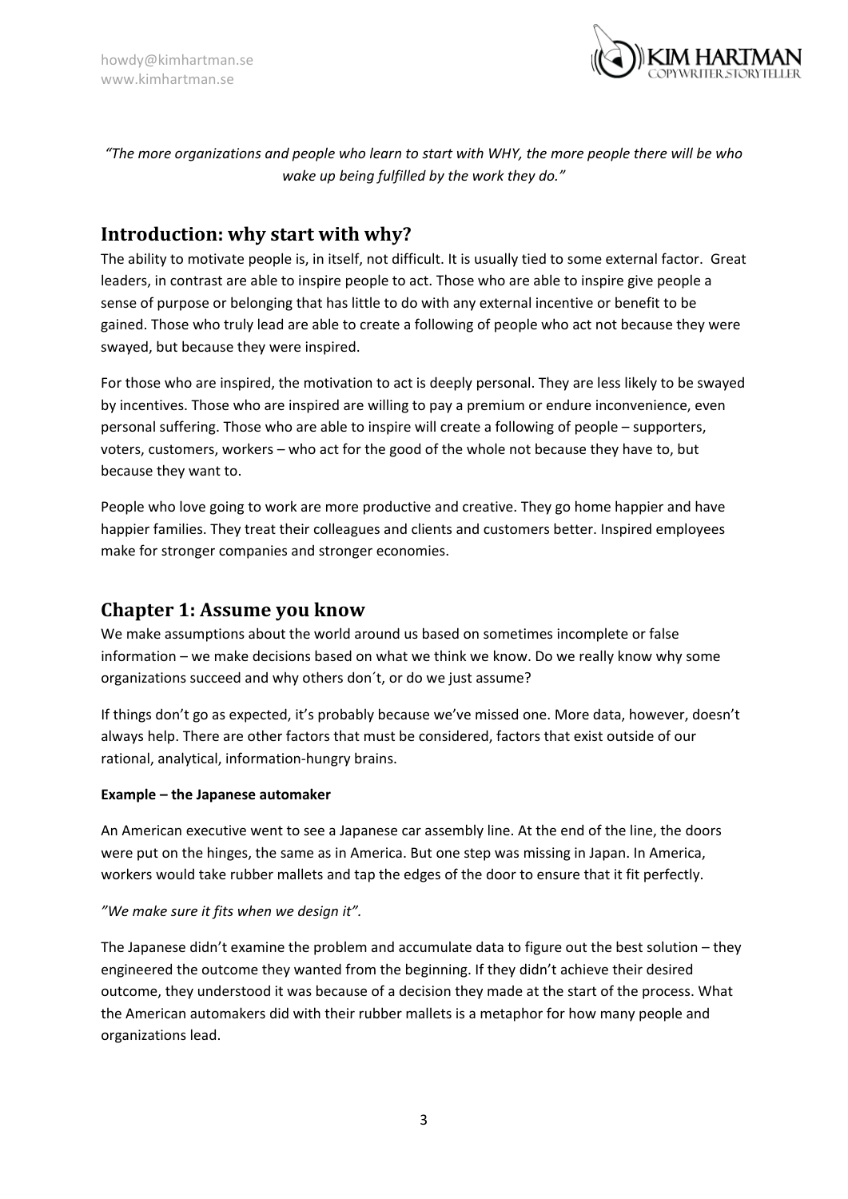*"The more organizations and people who learn to start with WHY, the more people there will be who wake up being fulfilled by the work they do."*

## Introduction: why start with why?

The ability to motivate people is, in itself, not difficult. It is usually tied to some external factor. Great leaders, in contrast are able to inspire people to act. Those who are able to inspire give people a sense of purpose or belonging that has little to do with any external incentive or benefit to be gained. Those who truly lead are able to create a following of people who act not because they were swayed, but because they were inspired.

For those who are inspired, the motivation to act is deeply personal. They are less likely to be swayed by incentives. Those who are inspired are willing to pay a premium or endure inconvenience, even personal suffering. Those who are able to inspire will create a following of people – supporters, voters, customers, workers – who act for the good of the whole not because they have to, but because they want to.

People who love going to work are more productive and creative. They go home happier and have happier families. They treat their colleagues and clients and customers better. Inspired employees make for stronger companies and stronger economies.

## Chapter 1: Assume you know

We make assumptions about the world around us based on sometimes incomplete or false information – we make decisions based on what we think we know. Do we really know why some organizations succeed and why others don´t, or do we just assume?

If things don't go as expected, it's probably because we've missed one. More data, however, doesn't always help. There are other factors that must be considered, factors that exist outside of our rational, analytical, information-hungry brains.

**Example – the Japanese automaker**

An American executive went to see a Japanese car assembly line. At the end of the line, the doors were put on the hinges, the same as in America. But one step was missing in Japan. In America, workers would take rubber mallets and tap the edges of the door to ensure that it fit perfectly.

*"We make sure it fits when we design it".*

The Japanese didn't examine the problem and accumulate data to figure out the best solution – they engineered the outcome they wanted from the beginning. If they didn't achieve their desired outcome, they understood it was because of a decision they made at the start of the process. What the American automakers did with their rubber mallets is a metaphor for how many people and organizations lead.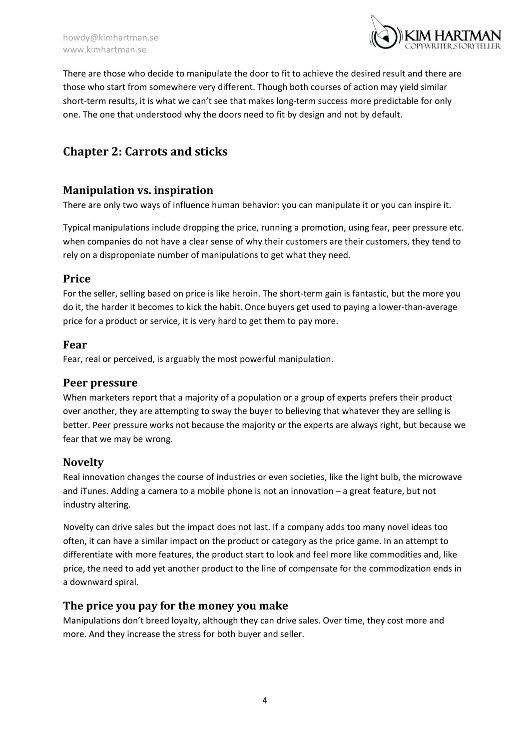There are those who decide to manipulate the door to fit to achieve the desired result and there are those who start from somewhere very different. Though both courses of action may yield similar short-term results, it is what we can't see that makes long-term success more predictable for only one. The one that understood why the doors need to fit by design and not by default.

## Chapter 2: Carrots and sticks

### Manipulation vs. inspiration

There are only two ways of influence human behavior: you can manipulate it or you can inspire it.

Typical manipulations include dropping the price, running a promotion, using fear, peer pressure etc. when companies do not have a clear sense of why their customers are their customers, they tend to rely on a disproponiate number of manipulations to get what they need.

### Price

For the seller, selling based on price is like heroin. The short-term gain is fantastic, but the more you do it, the harder it becomes to kick the habit. Once buyers get used to paying a lower-than-average price for a product or service, it is very hard to get them to pay more.

### Fear

Fear, real or perceived, is arguably the most powerful manipulation.

### Peer pressure

When marketers report that a majority of a population or a group of experts prefers their product over another, they are attempting to sway the buyer to believing that whatever they are selling is better. Peer pressure works not because the majority or the experts are always right, but because we fear that we may be wrong.

### Novelty

Real innovation changes the course of industries or even societies, like the light bulb, the microwave and iTunes. Adding a camera to a mobile phone is not an innovation – a great feature, but not industry altering.

Novelty can drive sales but the impact does not last. If a company adds too many novel ideas too often, it can have a similar impact on the product or category as the price game. In an attempt to differentiate with more features, the product start to look and feel more like commodities and, like price, the need to add yet another product to the line of compensate for the commodization ends in a downward spiral.

### The price you pay for the money you make

Manipulations don't breed loyalty, although they can drive sales. Over time, they cost more and more. And they increase the stress for both buyer and seller.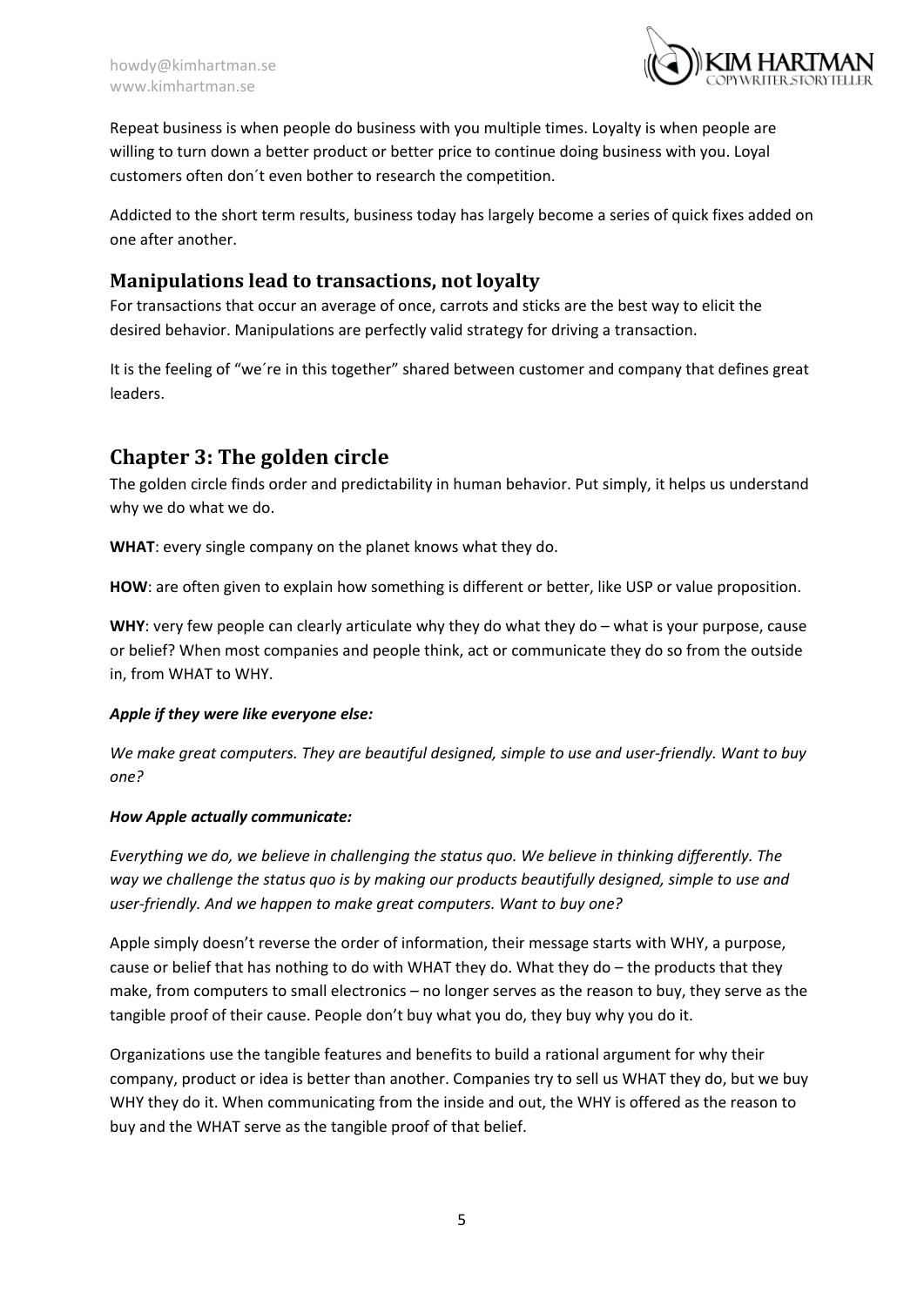Repeat business is when people do business with you multiple times. Loyalty is when people are willing to turn down a better product or better price to continue doing business with you. Loyal customers often don´t even bother to research the competition.

Addicted to the short term results, business today has largely become a series of quick fixes added on one after another.

### Manipulations lead to transactions, not loyalty

For transactions that occur an average of once, carrots and sticks are the best way to elicit the desired behavior. Manipulations are perfectly valid strategy for driving a transaction.

It is the feeling of "we´re in this together" shared between customer and company that defines great leaders.

## Chapter 3: The golden circle

The golden circle finds order and predictability in human behavior. Put simply, it helps us understand why we do what we do.

**WHAT**: every single company on the planet knows what they do.

**HOW**: are often given to explain how something is different or better, like USP or value proposition.

**WHY**: very few people can clearly articulate why they do what they do – what is your purpose, cause or belief? When most companies and people think, act or communicate they do so from the outside in, from WHAT to WHY.

***Apple if they were like everyone else:***

*We make great computers. They are beautiful designed, simple to use and user-friendly. Want to buy one?*

***How Apple actually communicate:***

*Everything we do, we believe in challenging the status quo. We believe in thinking differently. The way we challenge the status quo is by making our products beautifully designed, simple to use and user-friendly. And we happen to make great computers. Want to buy one?*

Apple simply doesn't reverse the order of information, their message starts with WHY, a purpose, cause or belief that has nothing to do with WHAT they do. What they do – the products that they make, from computers to small electronics – no longer serves as the reason to buy, they serve as the tangible proof of their cause. People don't buy what you do, they buy why you do it.

Organizations use the tangible features and benefits to build a rational argument for why their company, product or idea is better than another. Companies try to sell us WHAT they do, but we buy WHY they do it. When communicating from the inside and out, the WHY is offered as the reason to buy and the WHAT serve as the tangible proof of that belief.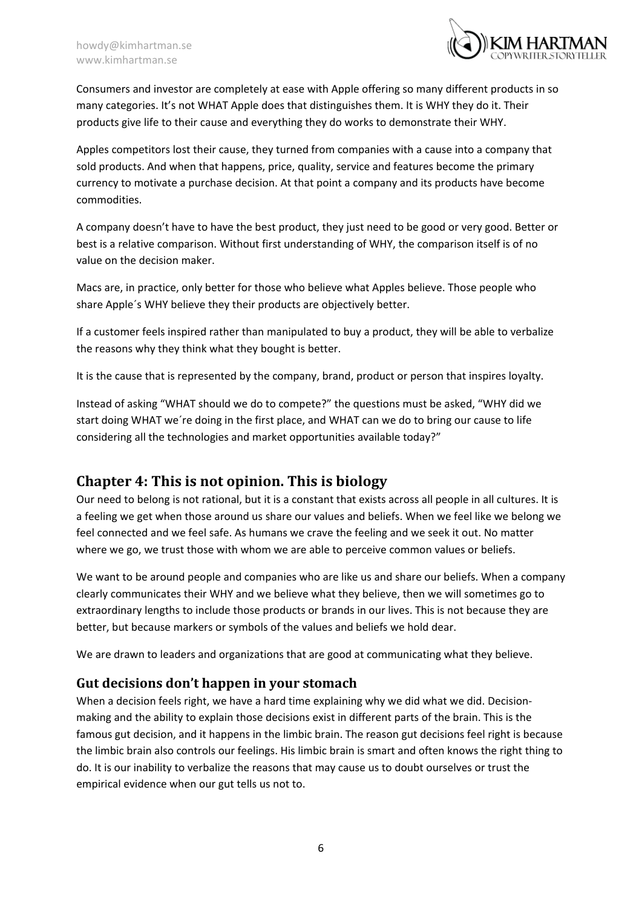Consumers and investor are completely at ease with Apple offering so many different products in so many categories. It's not WHAT Apple does that distinguishes them. It is WHY they do it. Their products give life to their cause and everything they do works to demonstrate their WHY.

Apples competitors lost their cause, they turned from companies with a cause into a company that sold products. And when that happens, price, quality, service and features become the primary currency to motivate a purchase decision. At that point a company and its products have become commodities.

A company doesn't have to have the best product, they just need to be good or very good. Better or best is a relative comparison. Without first understanding of WHY, the comparison itself is of no value on the decision maker.

Macs are, in practice, only better for those who believe what Apples believe. Those people who share Apple´s WHY believe they their products are objectively better.

If a customer feels inspired rather than manipulated to buy a product, they will be able to verbalize the reasons why they think what they bought is better.

It is the cause that is represented by the company, brand, product or person that inspires loyalty.

Instead of asking "WHAT should we do to compete?" the questions must be asked, "WHY did we start doing WHAT we´re doing in the first place, and WHAT can we do to bring our cause to life considering all the technologies and market opportunities available today?"

## Chapter 4: This is not opinion. This is biology

Our need to belong is not rational, but it is a constant that exists across all people in all cultures. It is a feeling we get when those around us share our values and beliefs. When we feel like we belong we feel connected and we feel safe. As humans we crave the feeling and we seek it out. No matter where we go, we trust those with whom we are able to perceive common values or beliefs.

We want to be around people and companies who are like us and share our beliefs. When a company clearly communicates their WHY and we believe what they believe, then we will sometimes go to extraordinary lengths to include those products or brands in our lives. This is not because they are better, but because markers or symbols of the values and beliefs we hold dear.

We are drawn to leaders and organizations that are good at communicating what they believe.

### Gut decisions don't happen in your stomach

When a decision feels right, we have a hard time explaining why we did what we did. Decision-making and the ability to explain those decisions exist in different parts of the brain. This is the famous gut decision, and it happens in the limbic brain. The reason gut decisions feel right is because the limbic brain also controls our feelings. His limbic brain is smart and often knows the right thing to do. It is our inability to verbalize the reasons that may cause us to doubt ourselves or trust the empirical evidence when our gut tells us not to.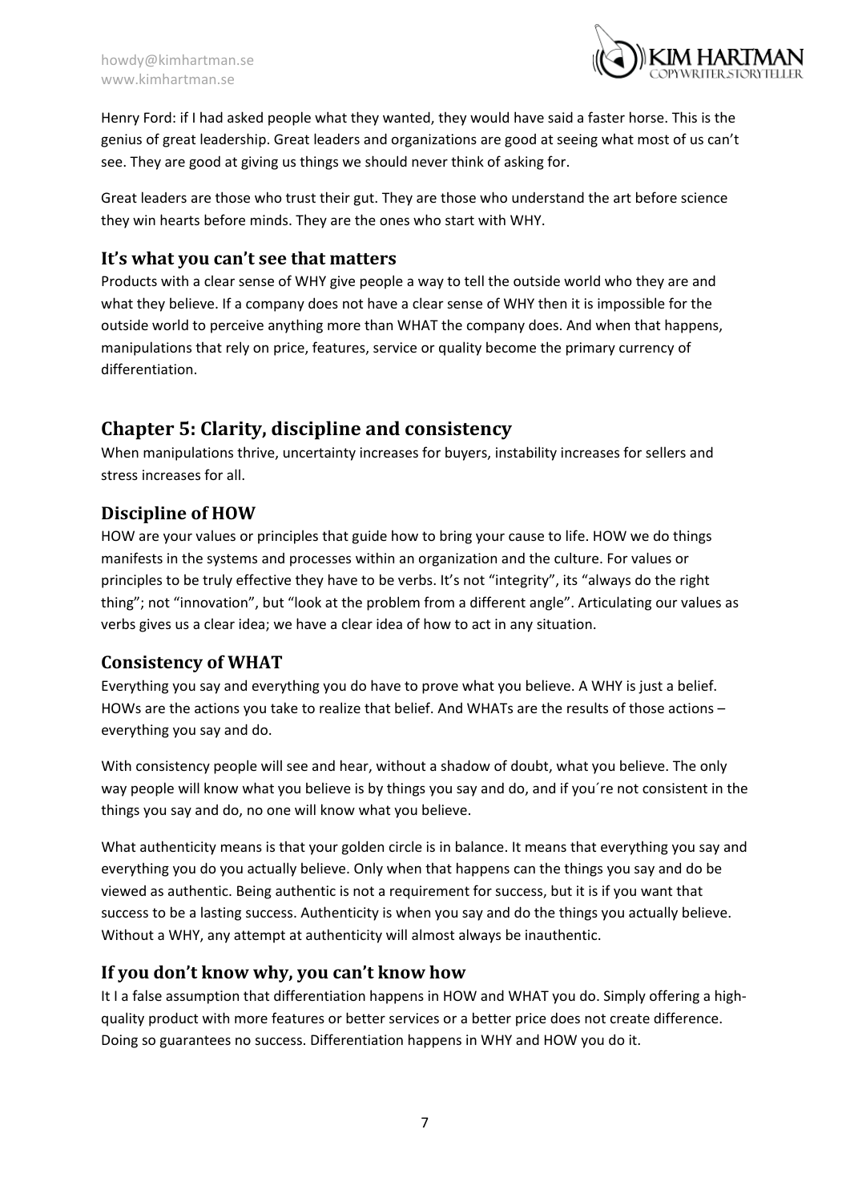Henry Ford: if I had asked people what they wanted, they would have said a faster horse. This is the genius of great leadership. Great leaders and organizations are good at seeing what most of us can't see. They are good at giving us things we should never think of asking for.

Great leaders are those who trust their gut. They are those who understand the art before science they win hearts before minds. They are the ones who start with WHY.

### It's what you can't see that matters

Products with a clear sense of WHY give people a way to tell the outside world who they are and what they believe. If a company does not have a clear sense of WHY then it is impossible for the outside world to perceive anything more than WHAT the company does. And when that happens, manipulations that rely on price, features, service or quality become the primary currency of differentiation.

## Chapter 5: Clarity, discipline and consistency

When manipulations thrive, uncertainty increases for buyers, instability increases for sellers and stress increases for all.

### Discipline of HOW

HOW are your values or principles that guide how to bring your cause to life. HOW we do things manifests in the systems and processes within an organization and the culture. For values or principles to be truly effective they have to be verbs. It's not "integrity", its "always do the right thing"; not "innovation", but "look at the problem from a different angle". Articulating our values as verbs gives us a clear idea; we have a clear idea of how to act in any situation.

### Consistency of WHAT

Everything you say and everything you do have to prove what you believe. A WHY is just a belief. HOWs are the actions you take to realize that belief. And WHATs are the results of those actions – everything you say and do.

With consistency people will see and hear, without a shadow of doubt, what you believe. The only way people will know what you believe is by things you say and do, and if you´re not consistent in the things you say and do, no one will know what you believe.

What authenticity means is that your golden circle is in balance. It means that everything you say and everything you do you actually believe. Only when that happens can the things you say and do be viewed as authentic. Being authentic is not a requirement for success, but it is if you want that success to be a lasting success. Authenticity is when you say and do the things you actually believe. Without a WHY, any attempt at authenticity will almost always be inauthentic.

### If you don't know why, you can't know how

It I a false assumption that differentiation happens in HOW and WHAT you do. Simply offering a high-quality product with more features or better services or a better price does not create difference. Doing so guarantees no success. Differentiation happens in WHY and HOW you do it.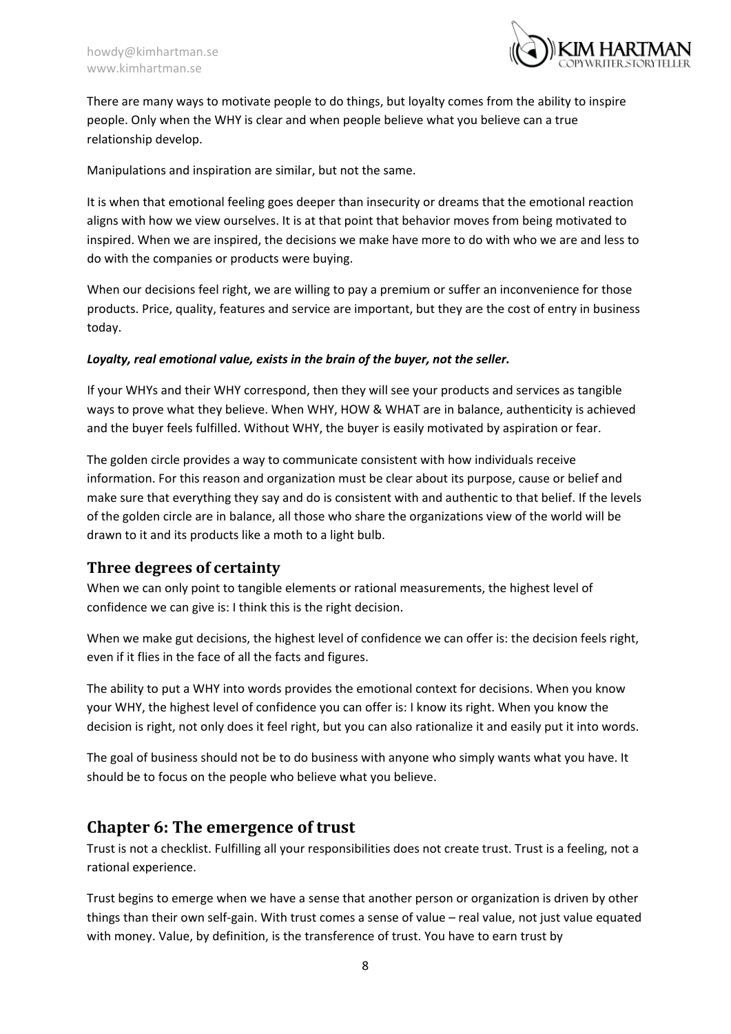There are many ways to motivate people to do things, but loyalty comes from the ability to inspire people. Only when the WHY is clear and when people believe what you believe can a true relationship develop.

Manipulations and inspiration are similar, but not the same.

It is when that emotional feeling goes deeper than insecurity or dreams that the emotional reaction aligns with how we view ourselves. It is at that point that behavior moves from being motivated to inspired. When we are inspired, the decisions we make have more to do with who we are and less to do with the companies or products were buying.

When our decisions feel right, we are willing to pay a premium or suffer an inconvenience for those products. Price, quality, features and service are important, but they are the cost of entry in business today.

***Loyalty, real emotional value, exists in the brain of the buyer, not the seller.***

If your WHYs and their WHY correspond, then they will see your products and services as tangible ways to prove what they believe. When WHY, HOW & WHAT are in balance, authenticity is achieved and the buyer feels fulfilled. Without WHY, the buyer is easily motivated by aspiration or fear.

The golden circle provides a way to communicate consistent with how individuals receive information. For this reason and organization must be clear about its purpose, cause or belief and make sure that everything they say and do is consistent with and authentic to that belief. If the levels of the golden circle are in balance, all those who share the organizations view of the world will be drawn to it and its products like a moth to a light bulb.

### Three degrees of certainty

When we can only point to tangible elements or rational measurements, the highest level of confidence we can give is: I think this is the right decision.

When we make gut decisions, the highest level of confidence we can offer is: the decision feels right, even if it flies in the face of all the facts and figures.

The ability to put a WHY into words provides the emotional context for decisions. When you know your WHY, the highest level of confidence you can offer is: I know its right. When you know the decision is right, not only does it feel right, but you can also rationalize it and easily put it into words.

The goal of business should not be to do business with anyone who simply wants what you have. It should be to focus on the people who believe what you believe.

## Chapter 6: The emergence of trust

Trust is not a checklist. Fulfilling all your responsibilities does not create trust. Trust is a feeling, not a rational experience.

Trust begins to emerge when we have a sense that another person or organization is driven by other things than their own self-gain. With trust comes a sense of value – real value, not just value equated with money. Value, by definition, is the transference of trust. You have to earn trust by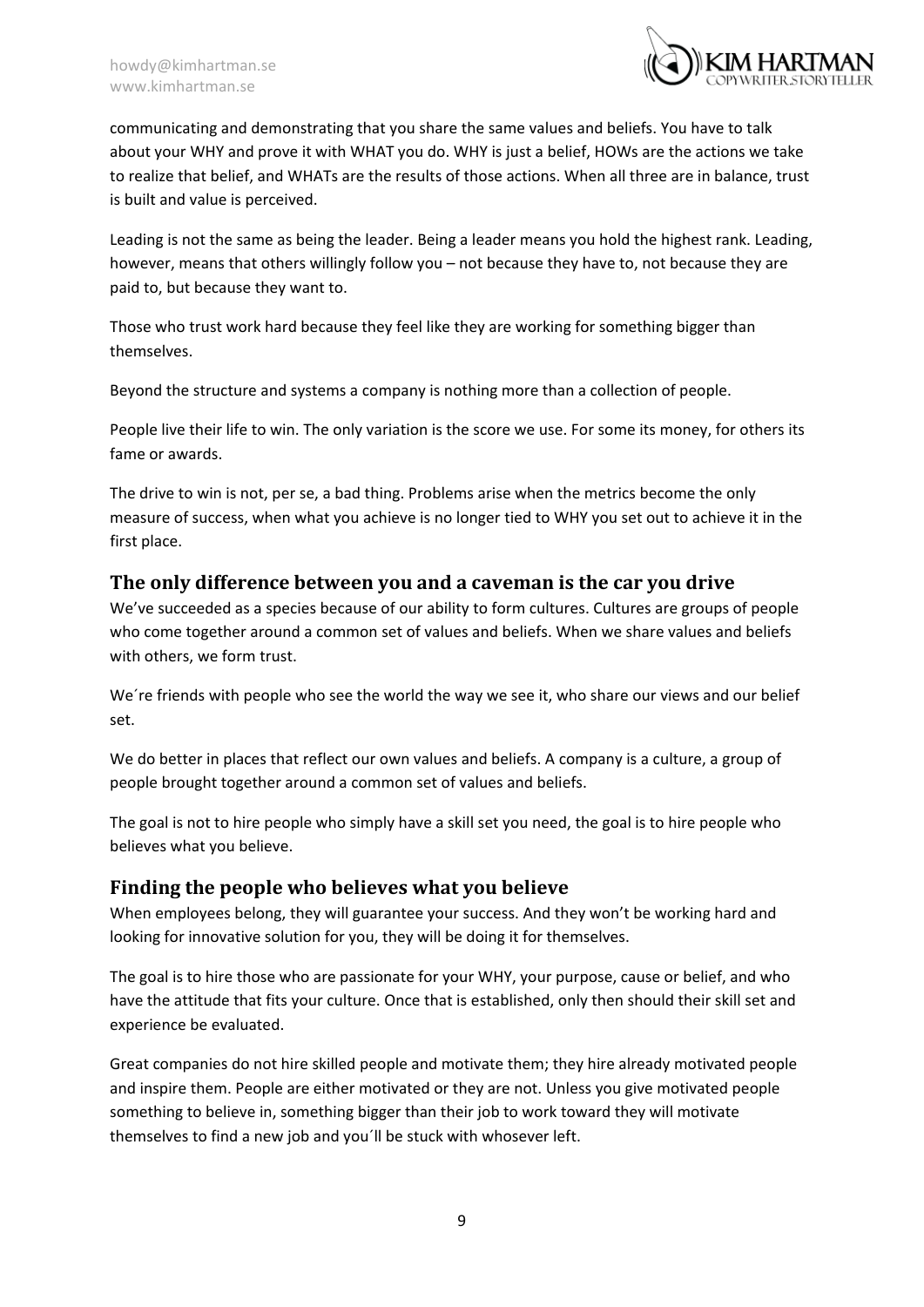communicating and demonstrating that you share the same values and beliefs. You have to talk about your WHY and prove it with WHAT you do. WHY is just a belief, HOWs are the actions we take to realize that belief, and WHATs are the results of those actions. When all three are in balance, trust is built and value is perceived.

Leading is not the same as being the leader. Being a leader means you hold the highest rank. Leading, however, means that others willingly follow you – not because they have to, not because they are paid to, but because they want to.

Those who trust work hard because they feel like they are working for something bigger than themselves.

Beyond the structure and systems a company is nothing more than a collection of people.

People live their life to win. The only variation is the score we use. For some its money, for others its fame or awards.

The drive to win is not, per se, a bad thing. Problems arise when the metrics become the only measure of success, when what you achieve is no longer tied to WHY you set out to achieve it in the first place.

## The only difference between you and a caveman is the car you drive

We've succeeded as a species because of our ability to form cultures. Cultures are groups of people who come together around a common set of values and beliefs. When we share values and beliefs with others, we form trust.

We´re friends with people who see the world the way we see it, who share our views and our belief set.

We do better in places that reflect our own values and beliefs. A company is a culture, a group of people brought together around a common set of values and beliefs.

The goal is not to hire people who simply have a skill set you need, the goal is to hire people who believes what you believe.

## Finding the people who believes what you believe

When employees belong, they will guarantee your success. And they won't be working hard and looking for innovative solution for you, they will be doing it for themselves.

The goal is to hire those who are passionate for your WHY, your purpose, cause or belief, and who have the attitude that fits your culture. Once that is established, only then should their skill set and experience be evaluated.

Great companies do not hire skilled people and motivate them; they hire already motivated people and inspire them. People are either motivated or they are not. Unless you give motivated people something to believe in, something bigger than their job to work toward they will motivate themselves to find a new job and you´ll be stuck with whosever left.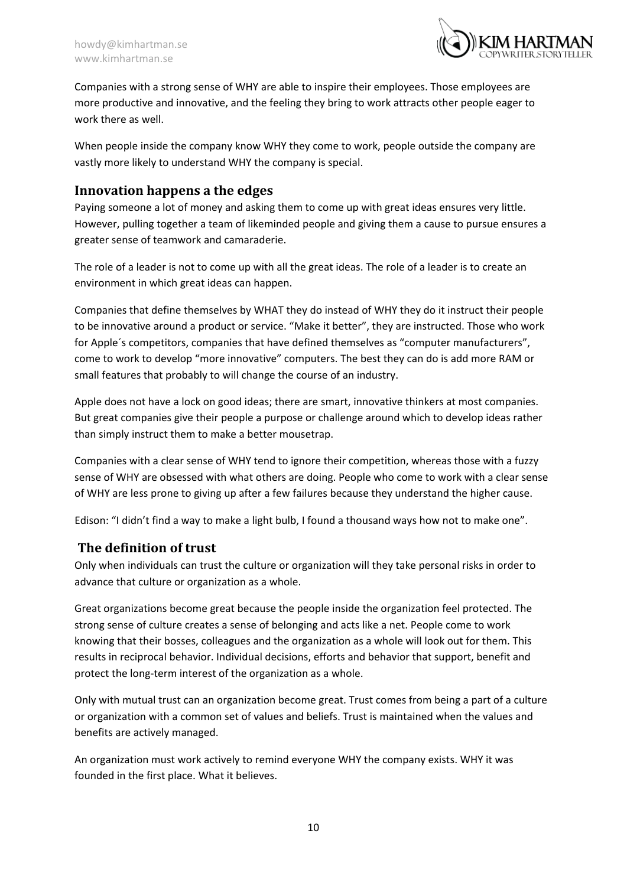Companies with a strong sense of WHY are able to inspire their employees. Those employees are more productive and innovative, and the feeling they bring to work attracts other people eager to work there as well.

When people inside the company know WHY they come to work, people outside the company are vastly more likely to understand WHY the company is special.

## Innovation happens a the edges

Paying someone a lot of money and asking them to come up with great ideas ensures very little. However, pulling together a team of likeminded people and giving them a cause to pursue ensures a greater sense of teamwork and camaraderie.

The role of a leader is not to come up with all the great ideas. The role of a leader is to create an environment in which great ideas can happen.

Companies that define themselves by WHAT they do instead of WHY they do it instruct their people to be innovative around a product or service. "Make it better", they are instructed. Those who work for Apple´s competitors, companies that have defined themselves as "computer manufacturers", come to work to develop "more innovative" computers. The best they can do is add more RAM or small features that probably to will change the course of an industry.

Apple does not have a lock on good ideas; there are smart, innovative thinkers at most companies. But great companies give their people a purpose or challenge around which to develop ideas rather than simply instruct them to make a better mousetrap.

Companies with a clear sense of WHY tend to ignore their competition, whereas those with a fuzzy sense of WHY are obsessed with what others are doing. People who come to work with a clear sense of WHY are less prone to giving up after a few failures because they understand the higher cause.

Edison: "I didn't find a way to make a light bulb, I found a thousand ways how not to make one".

## The definition of trust

Only when individuals can trust the culture or organization will they take personal risks in order to advance that culture or organization as a whole.

Great organizations become great because the people inside the organization feel protected. The strong sense of culture creates a sense of belonging and acts like a net. People come to work knowing that their bosses, colleagues and the organization as a whole will look out for them. This results in reciprocal behavior. Individual decisions, efforts and behavior that support, benefit and protect the long-term interest of the organization as a whole.

Only with mutual trust can an organization become great. Trust comes from being a part of a culture or organization with a common set of values and beliefs. Trust is maintained when the values and benefits are actively managed.

An organization must work actively to remind everyone WHY the company exists. WHY it was founded in the first place. What it believes.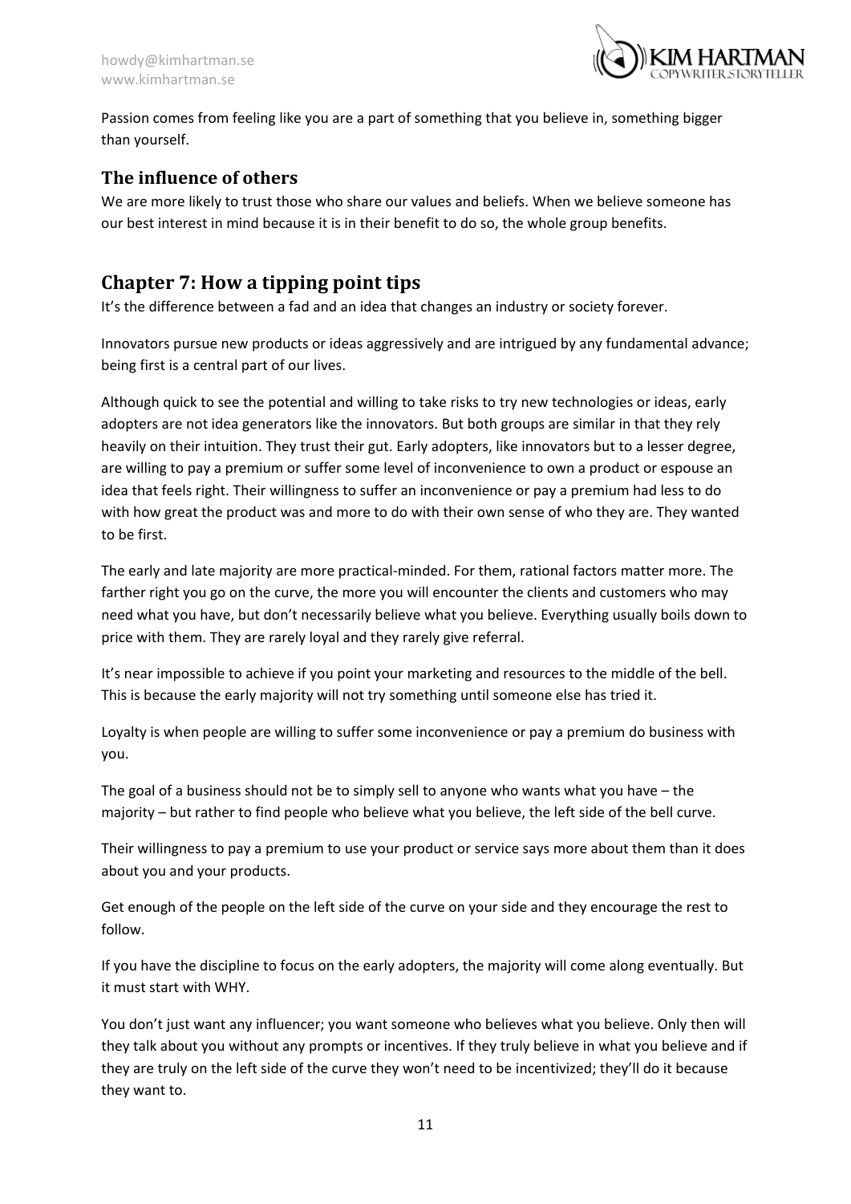Passion comes from feeling like you are a part of something that you believe in, something bigger than yourself.

### The influence of others

We are more likely to trust those who share our values and beliefs. When we believe someone has our best interest in mind because it is in their benefit to do so, the whole group benefits.

## Chapter 7: How a tipping point tips

It's the difference between a fad and an idea that changes an industry or society forever.

Innovators pursue new products or ideas aggressively and are intrigued by any fundamental advance; being first is a central part of our lives.

Although quick to see the potential and willing to take risks to try new technologies or ideas, early adopters are not idea generators like the innovators. But both groups are similar in that they rely heavily on their intuition. They trust their gut. Early adopters, like innovators but to a lesser degree, are willing to pay a premium or suffer some level of inconvenience to own a product or espouse an idea that feels right. Their willingness to suffer an inconvenience or pay a premium had less to do with how great the product was and more to do with their own sense of who they are. They wanted to be first.

The early and late majority are more practical-minded. For them, rational factors matter more. The farther right you go on the curve, the more you will encounter the clients and customers who may need what you have, but don't necessarily believe what you believe. Everything usually boils down to price with them. They are rarely loyal and they rarely give referral.

It's near impossible to achieve if you point your marketing and resources to the middle of the bell. This is because the early majority will not try something until someone else has tried it.

Loyalty is when people are willing to suffer some inconvenience or pay a premium do business with you.

The goal of a business should not be to simply sell to anyone who wants what you have – the majority – but rather to find people who believe what you believe, the left side of the bell curve.

Their willingness to pay a premium to use your product or service says more about them than it does about you and your products.

Get enough of the people on the left side of the curve on your side and they encourage the rest to follow.

If you have the discipline to focus on the early adopters, the majority will come along eventually. But it must start with WHY.

You don't just want any influencer; you want someone who believes what you believe. Only then will they talk about you without any prompts or incentives. If they truly believe in what you believe and if they are truly on the left side of the curve they won't need to be incentivized; they'll do it because they want to.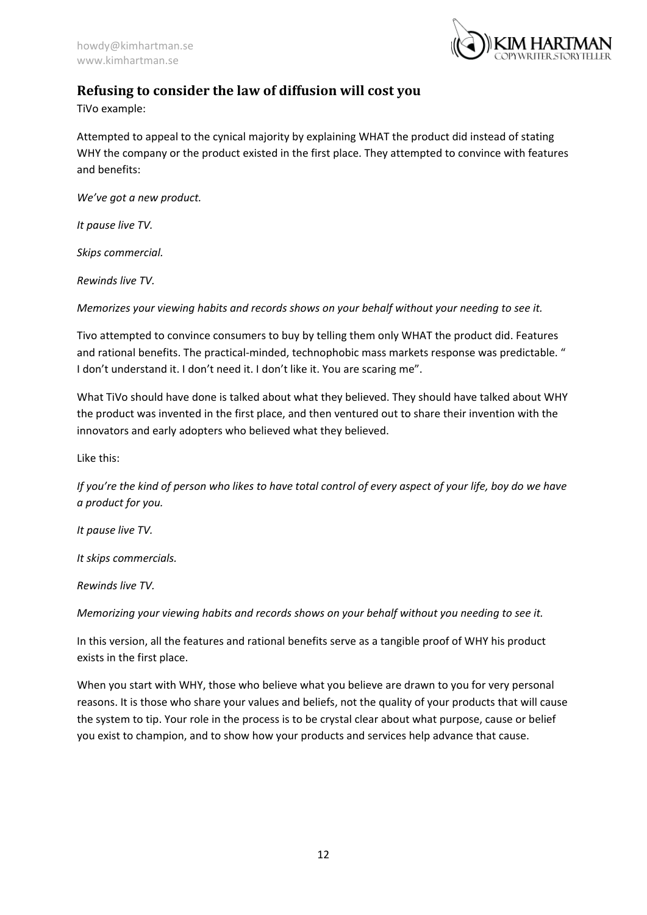## Refusing to consider the law of diffusion will cost you

TiVo example:

Attempted to appeal to the cynical majority by explaining WHAT the product did instead of stating WHY the company or the product existed in the first place. They attempted to convince with features and benefits:

*We've got a new product.*

*It pause live TV.*

*Skips commercial.*

*Rewinds live TV.*

*Memorizes your viewing habits and records shows on your behalf without your needing to see it.*

Tivo attempted to convince consumers to buy by telling them only WHAT the product did. Features and rational benefits. The practical-minded, technophobic mass markets response was predictable. " I don't understand it. I don't need it. I don't like it. You are scaring me".

What TiVo should have done is talked about what they believed. They should have talked about WHY the product was invented in the first place, and then ventured out to share their invention with the innovators and early adopters who believed what they believed.

Like this:

*If you're the kind of person who likes to have total control of every aspect of your life, boy do we have a product for you.*

*It pause live TV.*

*It skips commercials.*

*Rewinds live TV.*

*Memorizing your viewing habits and records shows on your behalf without you needing to see it.*

In this version, all the features and rational benefits serve as a tangible proof of WHY his product exists in the first place.

When you start with WHY, those who believe what you believe are drawn to you for very personal reasons. It is those who share your values and beliefs, not the quality of your products that will cause the system to tip. Your role in the process is to be crystal clear about what purpose, cause or belief you exist to champion, and to show how your products and services help advance that cause.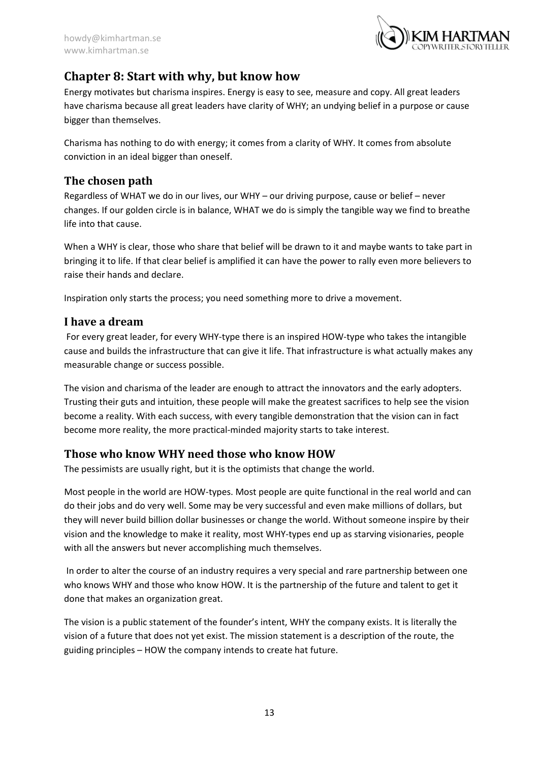## Chapter 8: Start with why, but know how

Energy motivates but charisma inspires. Energy is easy to see, measure and copy. All great leaders have charisma because all great leaders have clarity of WHY; an undying belief in a purpose or cause bigger than themselves.

Charisma has nothing to do with energy; it comes from a clarity of WHY. It comes from absolute conviction in an ideal bigger than oneself.

### The chosen path

Regardless of WHAT we do in our lives, our WHY – our driving purpose, cause or belief – never changes. If our golden circle is in balance, WHAT we do is simply the tangible way we find to breathe life into that cause.

When a WHY is clear, those who share that belief will be drawn to it and maybe wants to take part in bringing it to life. If that clear belief is amplified it can have the power to rally even more believers to raise their hands and declare.

Inspiration only starts the process; you need something more to drive a movement.

### I have a dream

For every great leader, for every WHY-type there is an inspired HOW-type who takes the intangible cause and builds the infrastructure that can give it life. That infrastructure is what actually makes any measurable change or success possible.

The vision and charisma of the leader are enough to attract the innovators and the early adopters. Trusting their guts and intuition, these people will make the greatest sacrifices to help see the vision become a reality. With each success, with every tangible demonstration that the vision can in fact become more reality, the more practical-minded majority starts to take interest.

### Those who know WHY need those who know HOW

The pessimists are usually right, but it is the optimists that change the world.

Most people in the world are HOW-types. Most people are quite functional in the real world and can do their jobs and do very well. Some may be very successful and even make millions of dollars, but they will never build billion dollar businesses or change the world. Without someone inspire by their vision and the knowledge to make it reality, most WHY-types end up as starving visionaries, people with all the answers but never accomplishing much themselves.

In order to alter the course of an industry requires a very special and rare partnership between one who knows WHY and those who know HOW. It is the partnership of the future and talent to get it done that makes an organization great.

The vision is a public statement of the founder's intent, WHY the company exists. It is literally the vision of a future that does not yet exist. The mission statement is a description of the route, the guiding principles – HOW the company intends to create hat future.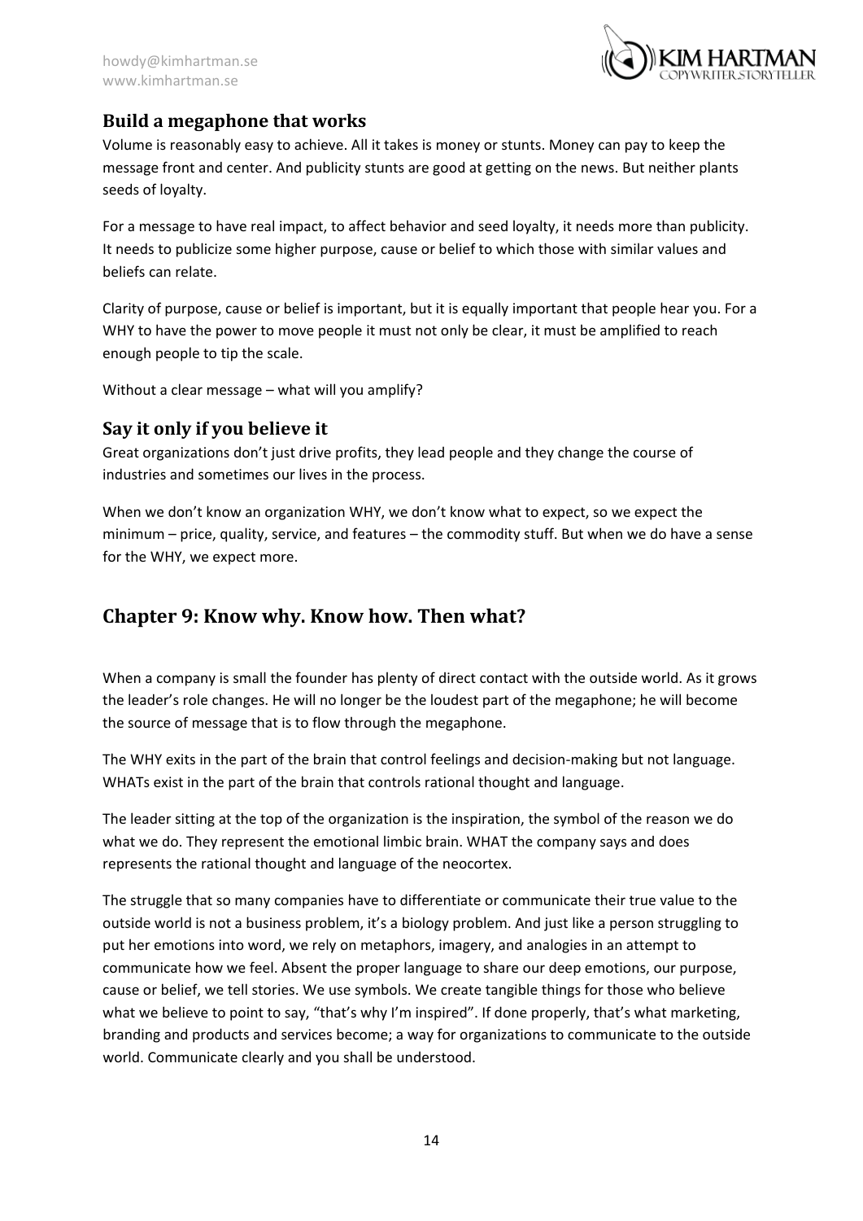### Build a megaphone that works

Volume is reasonably easy to achieve. All it takes is money or stunts. Money can pay to keep the message front and center. And publicity stunts are good at getting on the news. But neither plants seeds of loyalty.

For a message to have real impact, to affect behavior and seed loyalty, it needs more than publicity. It needs to publicize some higher purpose, cause or belief to which those with similar values and beliefs can relate.

Clarity of purpose, cause or belief is important, but it is equally important that people hear you. For a WHY to have the power to move people it must not only be clear, it must be amplified to reach enough people to tip the scale.

Without a clear message – what will you amplify?

### Say it only if you believe it

Great organizations don't just drive profits, they lead people and they change the course of industries and sometimes our lives in the process.

When we don't know an organization WHY, we don't know what to expect, so we expect the minimum – price, quality, service, and features – the commodity stuff. But when we do have a sense for the WHY, we expect more.

## Chapter 9: Know why. Know how. Then what?

When a company is small the founder has plenty of direct contact with the outside world. As it grows the leader's role changes. He will no longer be the loudest part of the megaphone; he will become the source of message that is to flow through the megaphone.

The WHY exits in the part of the brain that control feelings and decision-making but not language. WHATs exist in the part of the brain that controls rational thought and language.

The leader sitting at the top of the organization is the inspiration, the symbol of the reason we do what we do. They represent the emotional limbic brain. WHAT the company says and does represents the rational thought and language of the neocortex.

The struggle that so many companies have to differentiate or communicate their true value to the outside world is not a business problem, it's a biology problem. And just like a person struggling to put her emotions into word, we rely on metaphors, imagery, and analogies in an attempt to communicate how we feel. Absent the proper language to share our deep emotions, our purpose, cause or belief, we tell stories. We use symbols. We create tangible things for those who believe what we believe to point to say, "that's why I'm inspired". If done properly, that's what marketing, branding and products and services become; a way for organizations to communicate to the outside world. Communicate clearly and you shall be understood.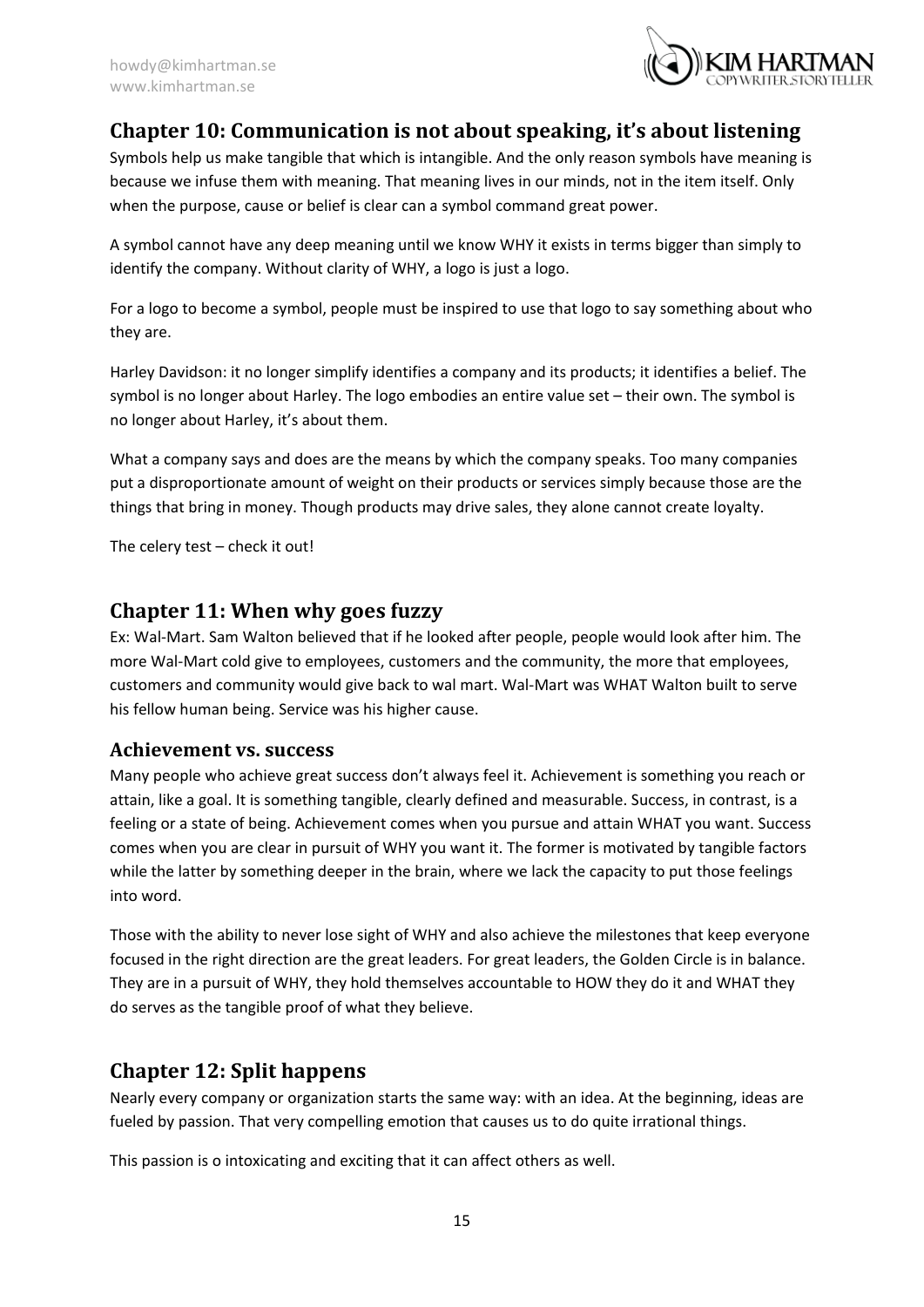## Chapter 10: Communication is not about speaking, it's about listening

Symbols help us make tangible that which is intangible. And the only reason symbols have meaning is because we infuse them with meaning. That meaning lives in our minds, not in the item itself. Only when the purpose, cause or belief is clear can a symbol command great power.

A symbol cannot have any deep meaning until we know WHY it exists in terms bigger than simply to identify the company. Without clarity of WHY, a logo is just a logo.

For a logo to become a symbol, people must be inspired to use that logo to say something about who they are.

Harley Davidson: it no longer simplify identifies a company and its products; it identifies a belief. The symbol is no longer about Harley. The logo embodies an entire value set – their own. The symbol is no longer about Harley, it's about them.

What a company says and does are the means by which the company speaks. Too many companies put a disproportionate amount of weight on their products or services simply because those are the things that bring in money. Though products may drive sales, they alone cannot create loyalty.

The celery test – check it out!

## Chapter 11: When why goes fuzzy

Ex: Wal-Mart. Sam Walton believed that if he looked after people, people would look after him. The more Wal-Mart cold give to employees, customers and the community, the more that employees, customers and community would give back to wal mart. Wal-Mart was WHAT Walton built to serve his fellow human being. Service was his higher cause.

### Achievement vs. success

Many people who achieve great success don't always feel it. Achievement is something you reach or attain, like a goal. It is something tangible, clearly defined and measurable. Success, in contrast, is a feeling or a state of being. Achievement comes when you pursue and attain WHAT you want. Success comes when you are clear in pursuit of WHY you want it. The former is motivated by tangible factors while the latter by something deeper in the brain, where we lack the capacity to put those feelings into word.

Those with the ability to never lose sight of WHY and also achieve the milestones that keep everyone focused in the right direction are the great leaders. For great leaders, the Golden Circle is in balance. They are in a pursuit of WHY, they hold themselves accountable to HOW they do it and WHAT they do serves as the tangible proof of what they believe.

## Chapter 12: Split happens

Nearly every company or organization starts the same way: with an idea. At the beginning, ideas are fueled by passion. That very compelling emotion that causes us to do quite irrational things.

This passion is o intoxicating and exciting that it can affect others as well.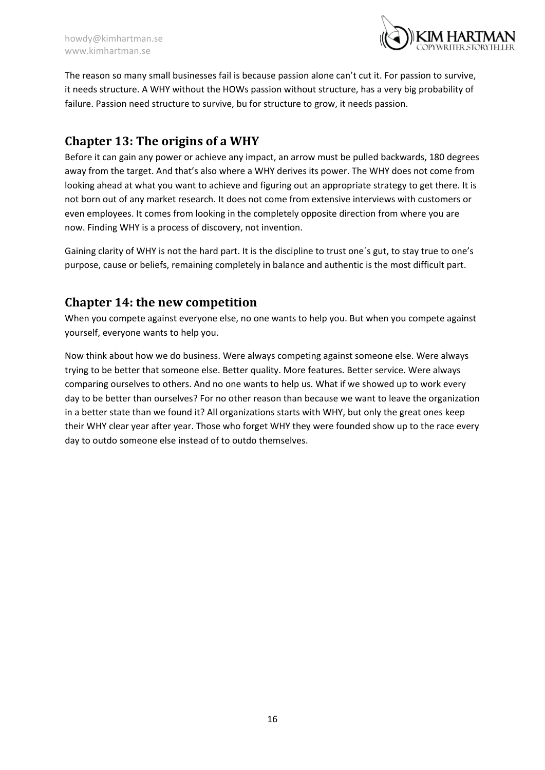The reason so many small businesses fail is because passion alone can't cut it. For passion to survive, it needs structure. A WHY without the HOWs passion without structure, has a very big probability of failure. Passion need structure to survive, bu for structure to grow, it needs passion.

## Chapter 13: The origins of a WHY

Before it can gain any power or achieve any impact, an arrow must be pulled backwards, 180 degrees away from the target. And that's also where a WHY derives its power. The WHY does not come from looking ahead at what you want to achieve and figuring out an appropriate strategy to get there. It is not born out of any market research. It does not come from extensive interviews with customers or even employees. It comes from looking in the completely opposite direction from where you are now. Finding WHY is a process of discovery, not invention.

Gaining clarity of WHY is not the hard part. It is the discipline to trust one´s gut, to stay true to one's purpose, cause or beliefs, remaining completely in balance and authentic is the most difficult part.

## Chapter 14: the new competition

When you compete against everyone else, no one wants to help you. But when you compete against yourself, everyone wants to help you.

Now think about how we do business. Were always competing against someone else. Were always trying to be better that someone else. Better quality. More features. Better service. Were always comparing ourselves to others. And no one wants to help us. What if we showed up to work every day to be better than ourselves? For no other reason than because we want to leave the organization in a better state than we found it? All organizations starts with WHY, but only the great ones keep their WHY clear year after year. Those who forget WHY they were founded show up to the race every day to outdo someone else instead of to outdo themselves.